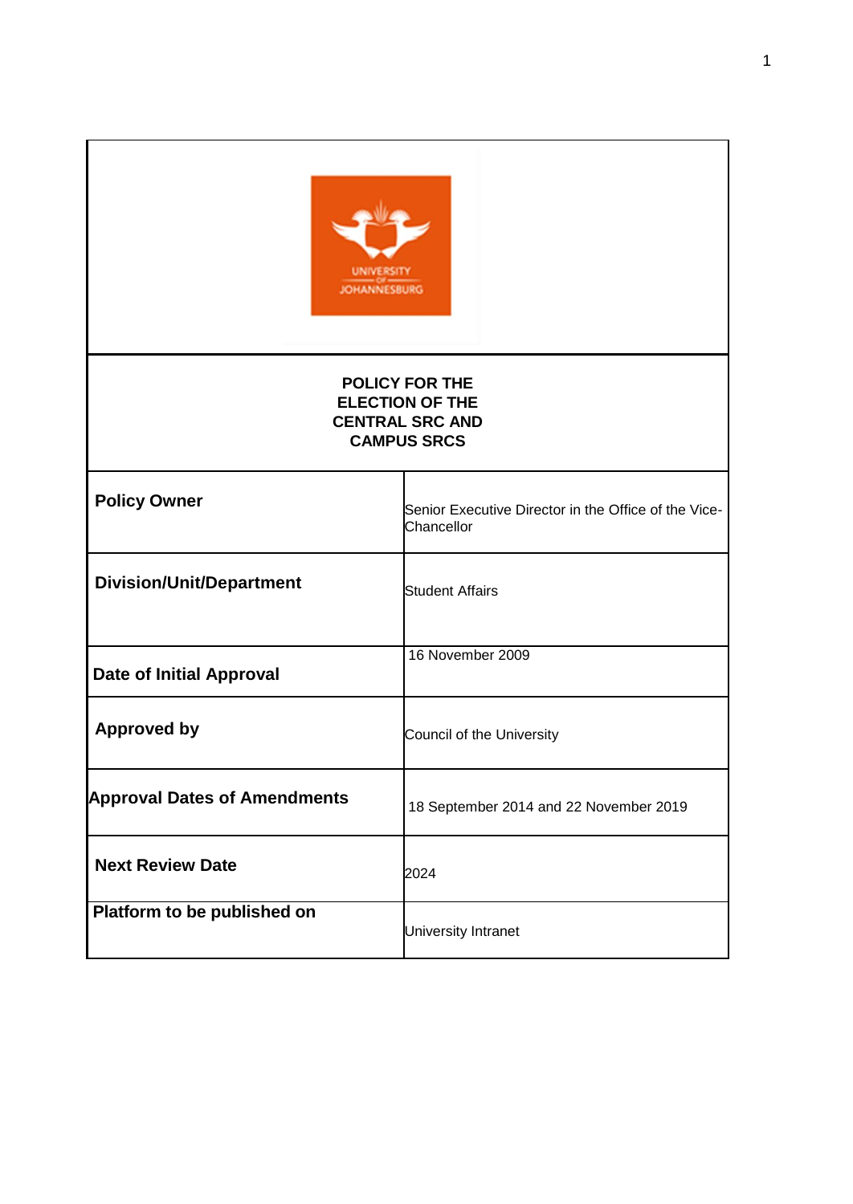# POLICY FOR THE ELECTION OF THE CENTRAL SRC AND CAMPUS SRCS

| | |
|---|---|
| **Policy Owner** | Senior Executive Director in the Office of the Vice-Chancellor |
| **Division/Unit/Department** | Student Affairs |
| **Date of Initial Approval** | 16 November 2009 |
| **Approved by** | Council of the University |
| **Approval Dates of Amendments** | 18 September 2014 and 22 November 2019 |
| **Next Review Date** | 2024 |
| **Platform to be published on** | University Intranet |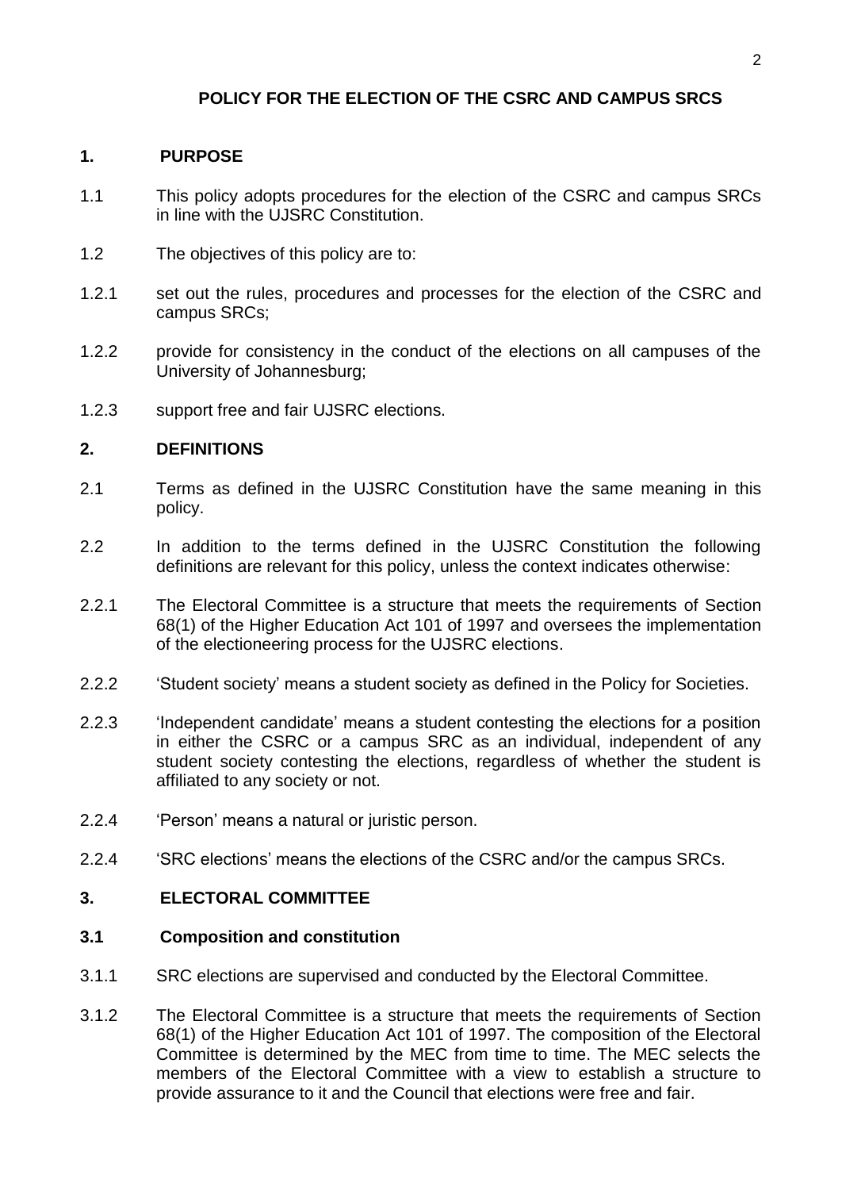# POLICY FOR THE ELECTION OF THE CSRC AND CAMPUS SRCS

## 1. PURPOSE

1.1 This policy adopts procedures for the election of the CSRC and campus SRCs in line with the UJSRC Constitution.

1.2 The objectives of this policy are to:

1.2.1 set out the rules, procedures and processes for the election of the CSRC and campus SRCs;

1.2.2 provide for consistency in the conduct of the elections on all campuses of the University of Johannesburg;

1.2.3 support free and fair UJSRC elections.

## 2. DEFINITIONS

2.1 Terms as defined in the UJSRC Constitution have the same meaning in this policy.

2.2 In addition to the terms defined in the UJSRC Constitution the following definitions are relevant for this policy, unless the context indicates otherwise:

2.2.1 The Electoral Committee is a structure that meets the requirements of Section 68(1) of the Higher Education Act 101 of 1997 and oversees the implementation of the electioneering process for the UJSRC elections.

2.2.2 'Student society' means a student society as defined in the Policy for Societies.

2.2.3 'Independent candidate' means a student contesting the elections for a position in either the CSRC or a campus SRC as an individual, independent of any student society contesting the elections, regardless of whether the student is affiliated to any society or not.

2.2.4 'Person' means a natural or juristic person.

2.2.4 'SRC elections' means the elections of the CSRC and/or the campus SRCs.

## 3. ELECTORAL COMMITTEE

### 3.1 Composition and constitution

3.1.1 SRC elections are supervised and conducted by the Electoral Committee.

3.1.2 The Electoral Committee is a structure that meets the requirements of Section 68(1) of the Higher Education Act 101 of 1997. The composition of the Electoral Committee is determined by the MEC from time to time. The MEC selects the members of the Electoral Committee with a view to establish a structure to provide assurance to it and the Council that elections were free and fair.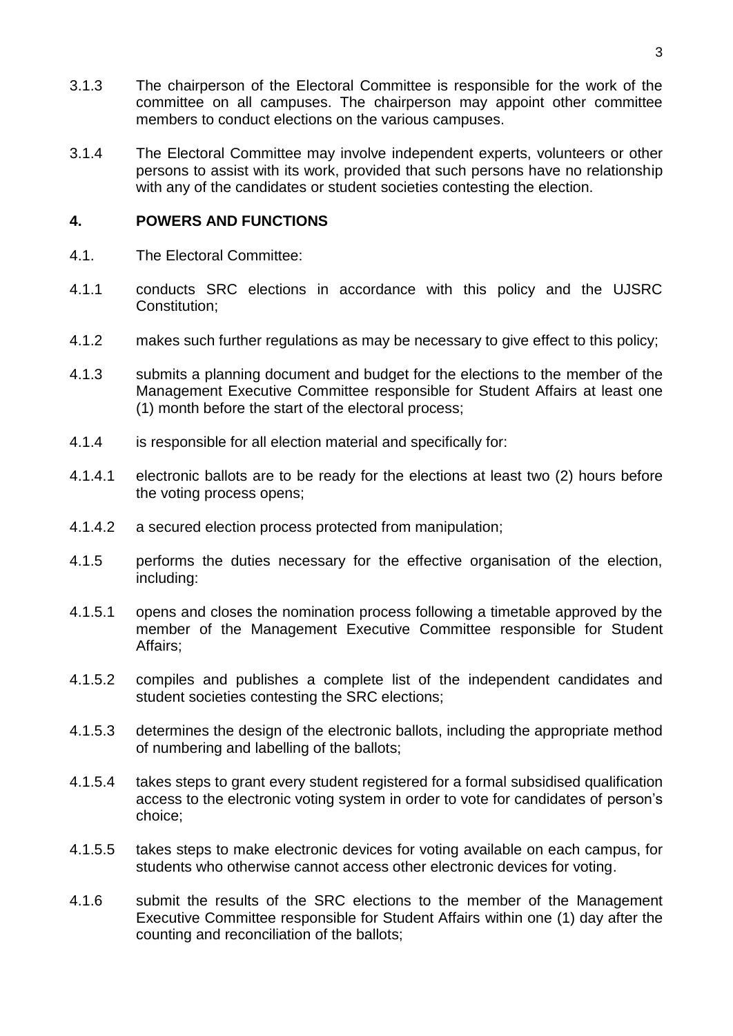3.1.3 The chairperson of the Electoral Committee is responsible for the work of the committee on all campuses. The chairperson may appoint other committee members to conduct elections on the various campuses.

3.1.4 The Electoral Committee may involve independent experts, volunteers or other persons to assist with its work, provided that such persons have no relationship with any of the candidates or student societies contesting the election.

## 4. POWERS AND FUNCTIONS

4.1. The Electoral Committee:

4.1.1 conducts SRC elections in accordance with this policy and the UJSRC Constitution;

4.1.2 makes such further regulations as may be necessary to give effect to this policy;

4.1.3 submits a planning document and budget for the elections to the member of the Management Executive Committee responsible for Student Affairs at least one (1) month before the start of the electoral process;

4.1.4 is responsible for all election material and specifically for:

4.1.4.1 electronic ballots are to be ready for the elections at least two (2) hours before the voting process opens;

4.1.4.2 a secured election process protected from manipulation;

4.1.5 performs the duties necessary for the effective organisation of the election, including:

4.1.5.1 opens and closes the nomination process following a timetable approved by the member of the Management Executive Committee responsible for Student Affairs;

4.1.5.2 compiles and publishes a complete list of the independent candidates and student societies contesting the SRC elections;

4.1.5.3 determines the design of the electronic ballots, including the appropriate method of numbering and labelling of the ballots;

4.1.5.4 takes steps to grant every student registered for a formal subsidised qualification access to the electronic voting system in order to vote for candidates of person's choice;

4.1.5.5 takes steps to make electronic devices for voting available on each campus, for students who otherwise cannot access other electronic devices for voting.

4.1.6 submit the results of the SRC elections to the member of the Management Executive Committee responsible for Student Affairs within one (1) day after the counting and reconciliation of the ballots;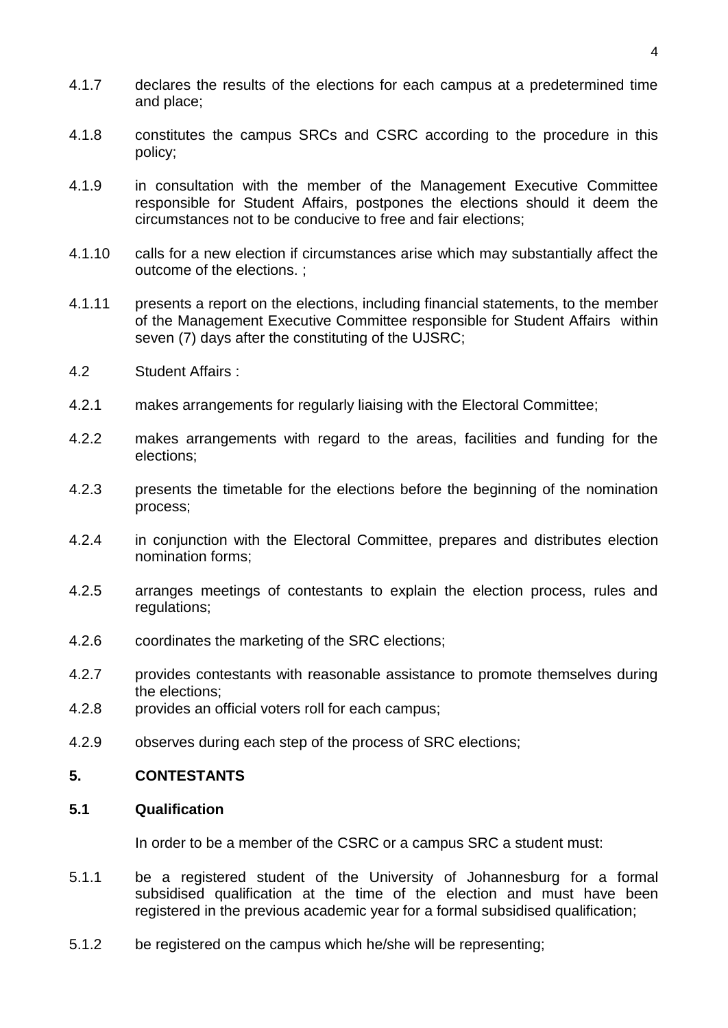4.1.7 declares the results of the elections for each campus at a predetermined time and place;

4.1.8 constitutes the campus SRCs and CSRC according to the procedure in this policy;

4.1.9 in consultation with the member of the Management Executive Committee responsible for Student Affairs, postpones the elections should it deem the circumstances not to be conducive to free and fair elections;

4.1.10 calls for a new election if circumstances arise which may substantially affect the outcome of the elections. ;

4.1.11 presents a report on the elections, including financial statements, to the member of the Management Executive Committee responsible for Student Affairs within seven (7) days after the constituting of the UJSRC;

4.2 Student Affairs :

4.2.1 makes arrangements for regularly liaising with the Electoral Committee;

4.2.2 makes arrangements with regard to the areas, facilities and funding for the elections;

4.2.3 presents the timetable for the elections before the beginning of the nomination process;

4.2.4 in conjunction with the Electoral Committee, prepares and distributes election nomination forms;

4.2.5 arranges meetings of contestants to explain the election process, rules and regulations;

4.2.6 coordinates the marketing of the SRC elections;

4.2.7 provides contestants with reasonable assistance to promote themselves during the elections;

4.2.8 provides an official voters roll for each campus;

4.2.9 observes during each step of the process of SRC elections;

## 5. CONTESTANTS

### 5.1 Qualification

In order to be a member of the CSRC or a campus SRC a student must:

5.1.1 be a registered student of the University of Johannesburg for a formal subsidised qualification at the time of the election and must have been registered in the previous academic year for a formal subsidised qualification;

5.1.2 be registered on the campus which he/she will be representing;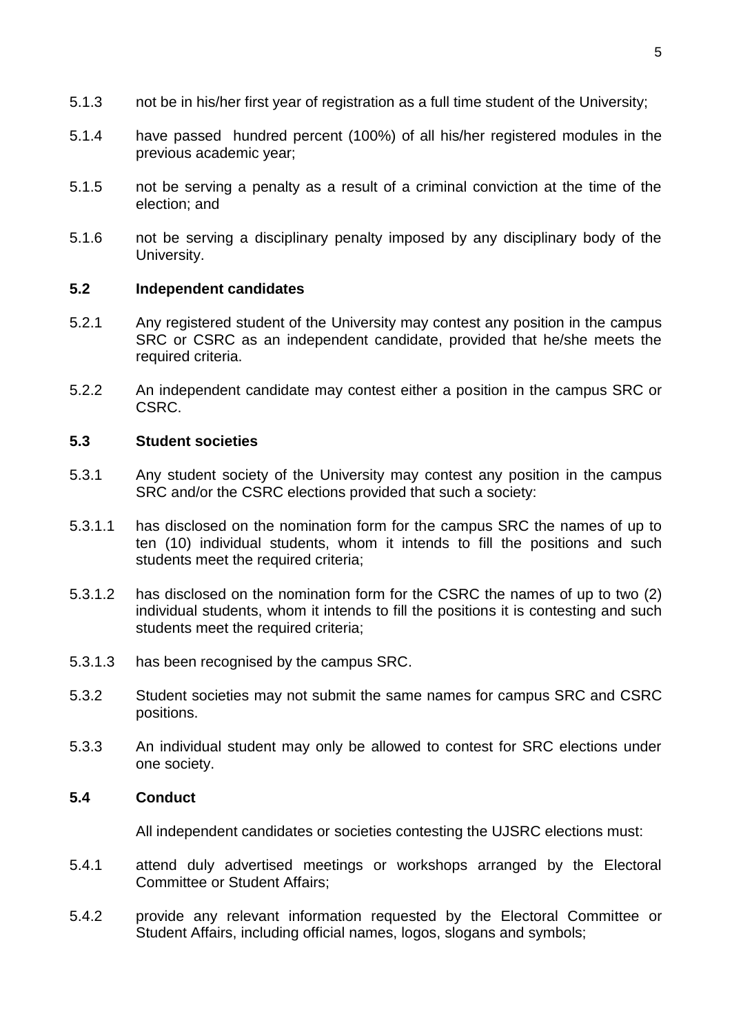5.1.3 not be in his/her first year of registration as a full time student of the University;

5.1.4 have passed hundred percent (100%) of all his/her registered modules in the previous academic year;

5.1.5 not be serving a penalty as a result of a criminal conviction at the time of the election; and

5.1.6 not be serving a disciplinary penalty imposed by any disciplinary body of the University.

**5.2 Independent candidates**

5.2.1 Any registered student of the University may contest any position in the campus SRC or CSRC as an independent candidate, provided that he/she meets the required criteria.

5.2.2 An independent candidate may contest either a position in the campus SRC or CSRC.

**5.3 Student societies**

5.3.1 Any student society of the University may contest any position in the campus SRC and/or the CSRC elections provided that such a society:

5.3.1.1 has disclosed on the nomination form for the campus SRC the names of up to ten (10) individual students, whom it intends to fill the positions and such students meet the required criteria;

5.3.1.2 has disclosed on the nomination form for the CSRC the names of up to two (2) individual students, whom it intends to fill the positions it is contesting and such students meet the required criteria;

5.3.1.3 has been recognised by the campus SRC.

5.3.2 Student societies may not submit the same names for campus SRC and CSRC positions.

5.3.3 An individual student may only be allowed to contest for SRC elections under one society.

**5.4 Conduct**

All independent candidates or societies contesting the UJSRC elections must:

5.4.1 attend duly advertised meetings or workshops arranged by the Electoral Committee or Student Affairs;

5.4.2 provide any relevant information requested by the Electoral Committee or Student Affairs, including official names, logos, slogans and symbols;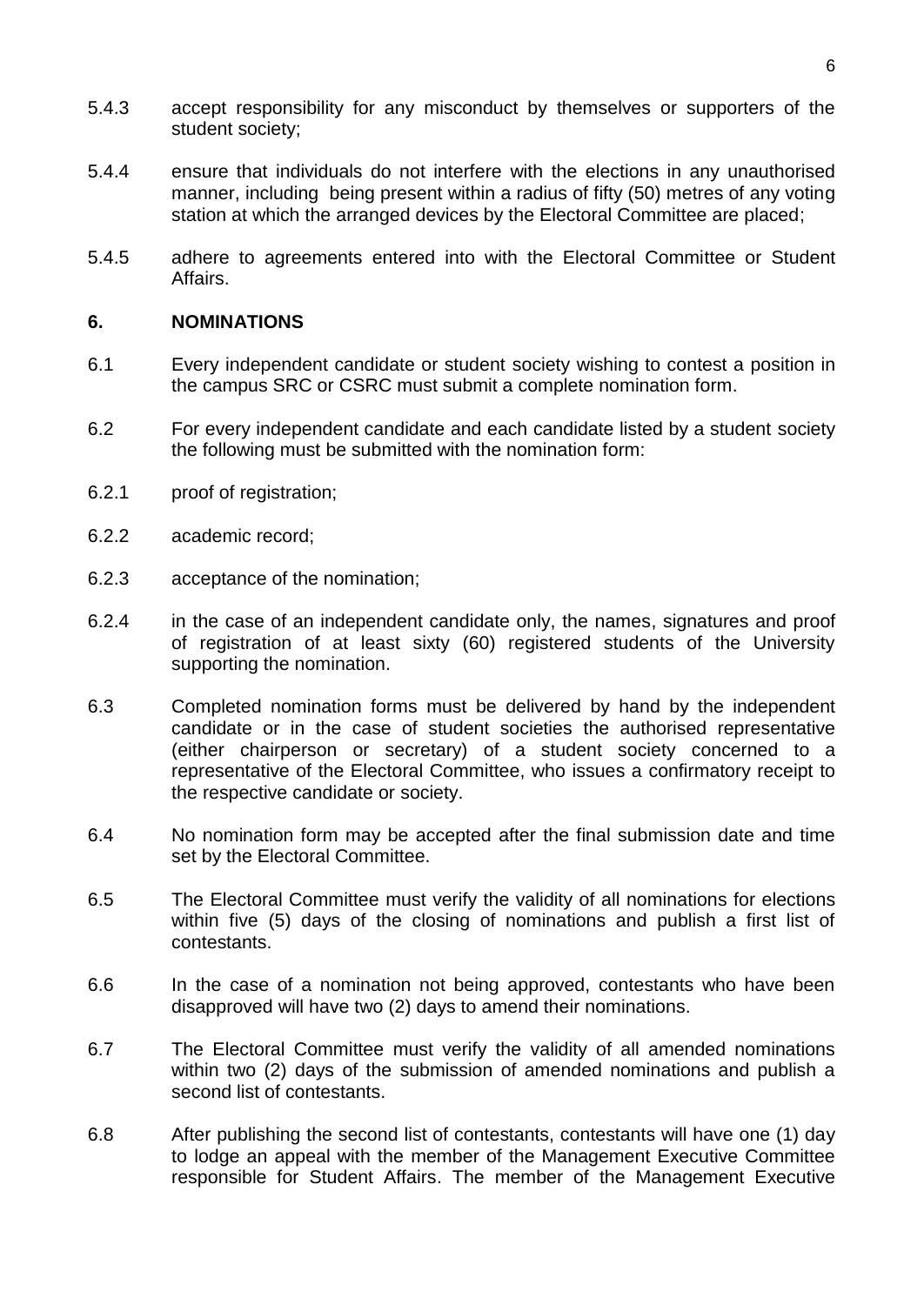5.4.3 accept responsibility for any misconduct by themselves or supporters of the student society;

5.4.4 ensure that individuals do not interfere with the elections in any unauthorised manner, including being present within a radius of fifty (50) metres of any voting station at which the arranged devices by the Electoral Committee are placed;

5.4.5 adhere to agreements entered into with the Electoral Committee or Student Affairs.

## 6. NOMINATIONS

6.1 Every independent candidate or student society wishing to contest a position in the campus SRC or CSRC must submit a complete nomination form.

6.2 For every independent candidate and each candidate listed by a student society the following must be submitted with the nomination form:

6.2.1 proof of registration;

6.2.2 academic record;

6.2.3 acceptance of the nomination;

6.2.4 in the case of an independent candidate only, the names, signatures and proof of registration of at least sixty (60) registered students of the University supporting the nomination.

6.3 Completed nomination forms must be delivered by hand by the independent candidate or in the case of student societies the authorised representative (either chairperson or secretary) of a student society concerned to a representative of the Electoral Committee, who issues a confirmatory receipt to the respective candidate or society.

6.4 No nomination form may be accepted after the final submission date and time set by the Electoral Committee.

6.5 The Electoral Committee must verify the validity of all nominations for elections within five (5) days of the closing of nominations and publish a first list of contestants.

6.6 In the case of a nomination not being approved, contestants who have been disapproved will have two (2) days to amend their nominations.

6.7 The Electoral Committee must verify the validity of all amended nominations within two (2) days of the submission of amended nominations and publish a second list of contestants.

6.8 After publishing the second list of contestants, contestants will have one (1) day to lodge an appeal with the member of the Management Executive Committee responsible for Student Affairs. The member of the Management Executive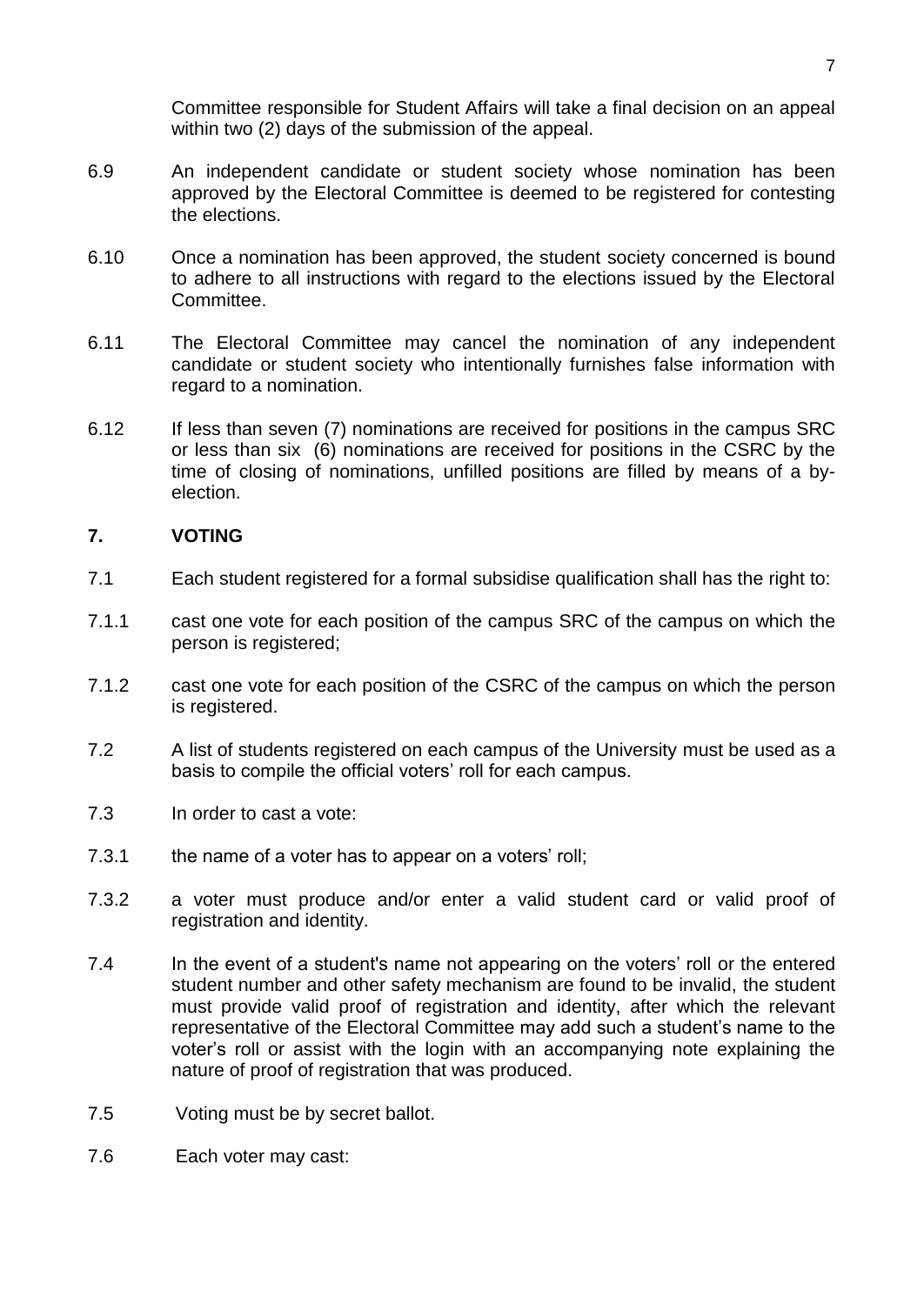Committee responsible for Student Affairs will take a final decision on an appeal within two (2) days of the submission of the appeal.

6.9 An independent candidate or student society whose nomination has been approved by the Electoral Committee is deemed to be registered for contesting the elections.

6.10 Once a nomination has been approved, the student society concerned is bound to adhere to all instructions with regard to the elections issued by the Electoral Committee.

6.11 The Electoral Committee may cancel the nomination of any independent candidate or student society who intentionally furnishes false information with regard to a nomination.

6.12 If less than seven (7) nominations are received for positions in the campus SRC or less than six (6) nominations are received for positions in the CSRC by the time of closing of nominations, unfilled positions are filled by means of a by-election.

## 7. VOTING

7.1 Each student registered for a formal subsidise qualification shall has the right to:

7.1.1 cast one vote for each position of the campus SRC of the campus on which the person is registered;

7.1.2 cast one vote for each position of the CSRC of the campus on which the person is registered.

7.2 A list of students registered on each campus of the University must be used as a basis to compile the official voters' roll for each campus.

7.3 In order to cast a vote:

7.3.1 the name of a voter has to appear on a voters' roll;

7.3.2 a voter must produce and/or enter a valid student card or valid proof of registration and identity.

7.4 In the event of a student's name not appearing on the voters' roll or the entered student number and other safety mechanism are found to be invalid, the student must provide valid proof of registration and identity, after which the relevant representative of the Electoral Committee may add such a student's name to the voter's roll or assist with the login with an accompanying note explaining the nature of proof of registration that was produced.

7.5 Voting must be by secret ballot.

7.6 Each voter may cast: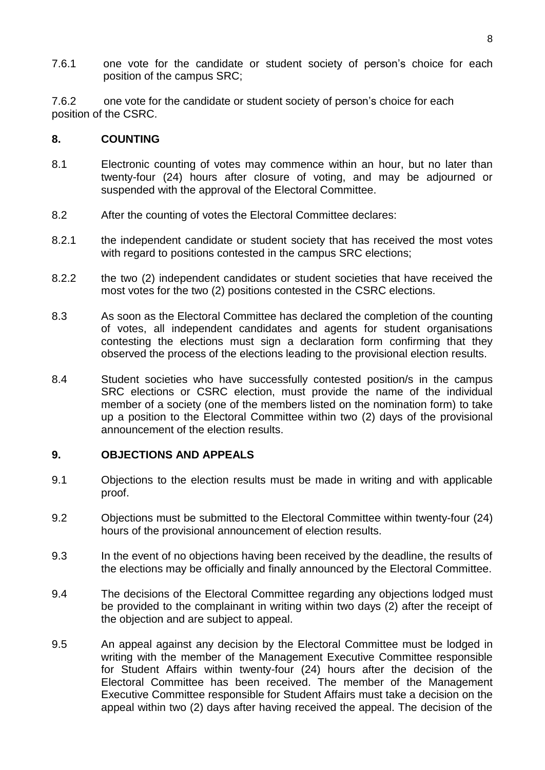7.6.1 one vote for the candidate or student society of person's choice for each position of the campus SRC;

7.6.2 one vote for the candidate or student society of person's choice for each position of the CSRC.

## 8. COUNTING

8.1 Electronic counting of votes may commence within an hour, but no later than twenty-four (24) hours after closure of voting, and may be adjourned or suspended with the approval of the Electoral Committee.

8.2 After the counting of votes the Electoral Committee declares:

8.2.1 the independent candidate or student society that has received the most votes with regard to positions contested in the campus SRC elections;

8.2.2 the two (2) independent candidates or student societies that have received the most votes for the two (2) positions contested in the CSRC elections.

8.3 As soon as the Electoral Committee has declared the completion of the counting of votes, all independent candidates and agents for student organisations contesting the elections must sign a declaration form confirming that they observed the process of the elections leading to the provisional election results.

8.4 Student societies who have successfully contested position/s in the campus SRC elections or CSRC election, must provide the name of the individual member of a society (one of the members listed on the nomination form) to take up a position to the Electoral Committee within two (2) days of the provisional announcement of the election results.

## 9. OBJECTIONS AND APPEALS

9.1 Objections to the election results must be made in writing and with applicable proof.

9.2 Objections must be submitted to the Electoral Committee within twenty-four (24) hours of the provisional announcement of election results.

9.3 In the event of no objections having been received by the deadline, the results of the elections may be officially and finally announced by the Electoral Committee.

9.4 The decisions of the Electoral Committee regarding any objections lodged must be provided to the complainant in writing within two days (2) after the receipt of the objection and are subject to appeal.

9.5 An appeal against any decision by the Electoral Committee must be lodged in writing with the member of the Management Executive Committee responsible for Student Affairs within twenty-four (24) hours after the decision of the Electoral Committee has been received. The member of the Management Executive Committee responsible for Student Affairs must take a decision on the appeal within two (2) days after having received the appeal. The decision of the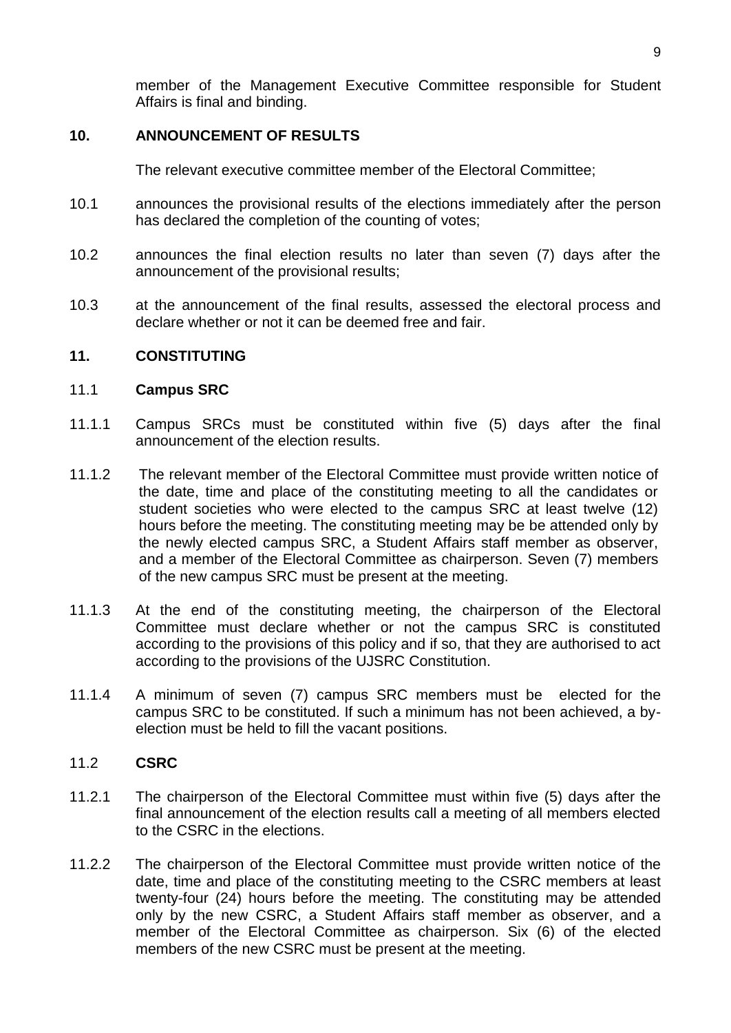member of the Management Executive Committee responsible for Student Affairs is final and binding.

## 10. ANNOUNCEMENT OF RESULTS

The relevant executive committee member of the Electoral Committee;

10.1 announces the provisional results of the elections immediately after the person has declared the completion of the counting of votes;

10.2 announces the final election results no later than seven (7) days after the announcement of the provisional results;

10.3 at the announcement of the final results, assessed the electoral process and declare whether or not it can be deemed free and fair.

## 11. CONSTITUTING

### 11.1 Campus SRC

11.1.1 Campus SRCs must be constituted within five (5) days after the final announcement of the election results.

11.1.2 The relevant member of the Electoral Committee must provide written notice of the date, time and place of the constituting meeting to all the candidates or student societies who were elected to the campus SRC at least twelve (12) hours before the meeting. The constituting meeting may be be attended only by the newly elected campus SRC, a Student Affairs staff member as observer, and a member of the Electoral Committee as chairperson. Seven (7) members of the new campus SRC must be present at the meeting.

11.1.3 At the end of the constituting meeting, the chairperson of the Electoral Committee must declare whether or not the campus SRC is constituted according to the provisions of this policy and if so, that they are authorised to act according to the provisions of the UJSRC Constitution.

11.1.4 A minimum of seven (7) campus SRC members must be elected for the campus SRC to be constituted. If such a minimum has not been achieved, a by-election must be held to fill the vacant positions.

### 11.2 CSRC

11.2.1 The chairperson of the Electoral Committee must within five (5) days after the final announcement of the election results call a meeting of all members elected to the CSRC in the elections.

11.2.2 The chairperson of the Electoral Committee must provide written notice of the date, time and place of the constituting meeting to the CSRC members at least twenty-four (24) hours before the meeting. The constituting may be attended only by the new CSRC, a Student Affairs staff member as observer, and a member of the Electoral Committee as chairperson. Six (6) of the elected members of the new CSRC must be present at the meeting.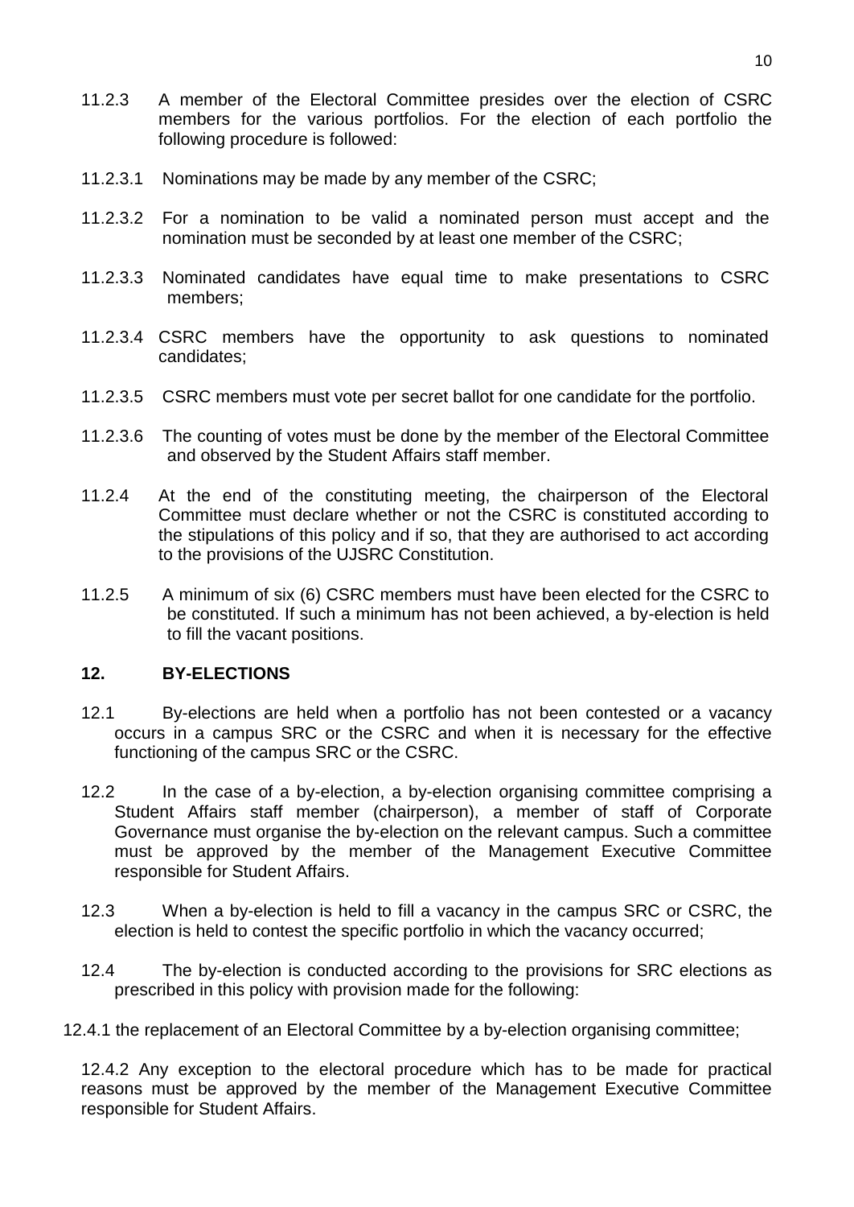11.2.3 A member of the Electoral Committee presides over the election of CSRC members for the various portfolios. For the election of each portfolio the following procedure is followed:

11.2.3.1 Nominations may be made by any member of the CSRC;

11.2.3.2 For a nomination to be valid a nominated person must accept and the nomination must be seconded by at least one member of the CSRC;

11.2.3.3 Nominated candidates have equal time to make presentations to CSRC members;

11.2.3.4 CSRC members have the opportunity to ask questions to nominated candidates;

11.2.3.5 CSRC members must vote per secret ballot for one candidate for the portfolio.

11.2.3.6 The counting of votes must be done by the member of the Electoral Committee and observed by the Student Affairs staff member.

11.2.4 At the end of the constituting meeting, the chairperson of the Electoral Committee must declare whether or not the CSRC is constituted according to the stipulations of this policy and if so, that they are authorised to act according to the provisions of the UJSRC Constitution.

11.2.5 A minimum of six (6) CSRC members must have been elected for the CSRC to be constituted. If such a minimum has not been achieved, a by-election is held to fill the vacant positions.

## 12. BY-ELECTIONS

12.1 By-elections are held when a portfolio has not been contested or a vacancy occurs in a campus SRC or the CSRC and when it is necessary for the effective functioning of the campus SRC or the CSRC.

12.2 In the case of a by-election, a by-election organising committee comprising a Student Affairs staff member (chairperson), a member of staff of Corporate Governance must organise the by-election on the relevant campus. Such a committee must be approved by the member of the Management Executive Committee responsible for Student Affairs.

12.3 When a by-election is held to fill a vacancy in the campus SRC or CSRC, the election is held to contest the specific portfolio in which the vacancy occurred;

12.4 The by-election is conducted according to the provisions for SRC elections as prescribed in this policy with provision made for the following:

12.4.1 the replacement of an Electoral Committee by a by-election organising committee;

12.4.2 Any exception to the electoral procedure which has to be made for practical reasons must be approved by the member of the Management Executive Committee responsible for Student Affairs.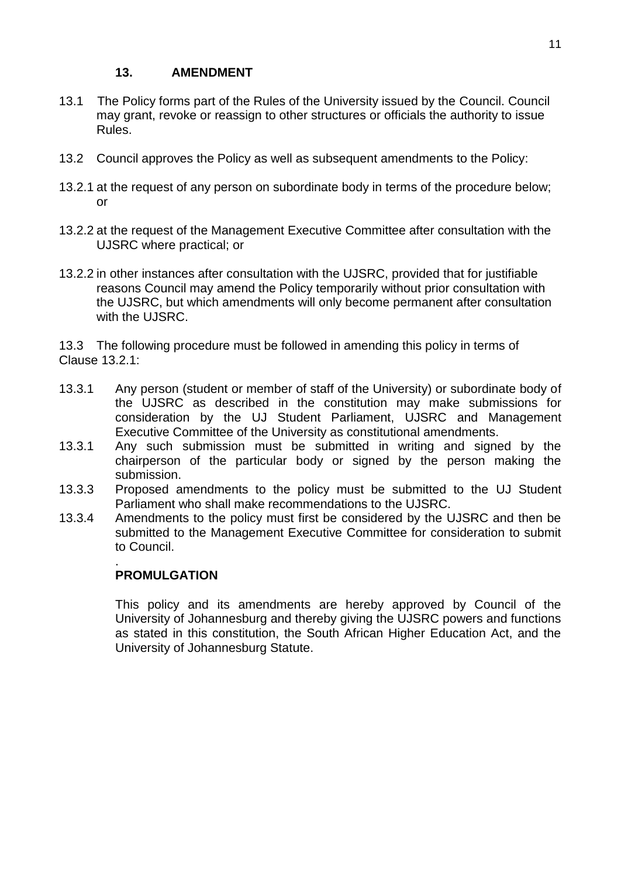## 13. AMENDMENT

13.1 The Policy forms part of the Rules of the University issued by the Council. Council may grant, revoke or reassign to other structures or officials the authority to issue Rules.

13.2 Council approves the Policy as well as subsequent amendments to the Policy:

13.2.1 at the request of any person on subordinate body in terms of the procedure below; or

13.2.2 at the request of the Management Executive Committee after consultation with the UJSRC where practical; or

13.2.2 in other instances after consultation with the UJSRC, provided that for justifiable reasons Council may amend the Policy temporarily without prior consultation with the UJSRC, but which amendments will only become permanent after consultation with the UJSRC.

13.3 The following procedure must be followed in amending this policy in terms of Clause 13.2.1:

13.3.1 Any person (student or member of staff of the University) or subordinate body of the UJSRC as described in the constitution may make submissions for consideration by the UJ Student Parliament, UJSRC and Management Executive Committee of the University as constitutional amendments.

13.3.1 Any such submission must be submitted in writing and signed by the chairperson of the particular body or signed by the person making the submission.

13.3.3 Proposed amendments to the policy must be submitted to the UJ Student Parliament who shall make recommendations to the UJSRC.

13.3.4 Amendments to the policy must first be considered by the UJSRC and then be submitted to the Management Executive Committee for consideration to submit to Council.

.

**PROMULGATION**

This policy and its amendments are hereby approved by Council of the University of Johannesburg and thereby giving the UJSRC powers and functions as stated in this constitution, the South African Higher Education Act, and the University of Johannesburg Statute.